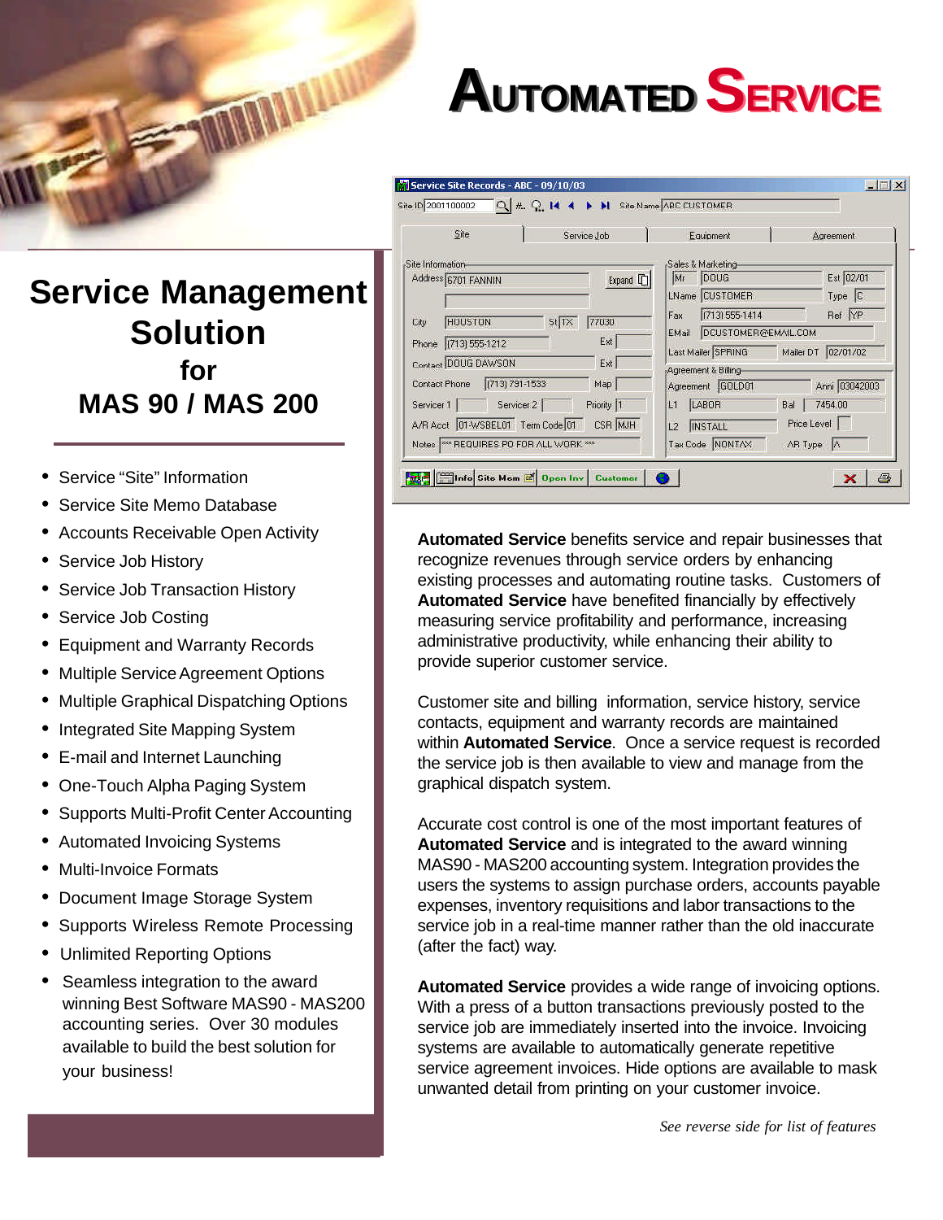# Automated Service

## Service Management Solution for MAS 90 / MAS 200

- Service “Site” Information
- Service Site Memo Database
- Accounts Receivable Open Activity
- Service Job History
- Service Job Transaction History
- Service Job Costing
- Equipment and Warranty Records
- Multiple Service Agreement Options
- Multiple Graphical Dispatching Options
- Integrated Site Mapping System
- E-mail and Internet Launching
- One-Touch Alpha Paging System
- Supports Multi-Profit Center Accounting
- Automated Invoicing Systems
- Multi-Invoice Formats
- Document Image Storage System
- Supports Wireless Remote Processing
- Unlimited Reporting Options
- Seamless integration to the award winning Best Software MAS90 - MAS200 accounting series. Over 30 modules available to build the best solution for your business!

**Automated Service** benefits service and repair businesses that recognize revenues through service orders by enhancing existing processes and automating routine tasks. Customers of **Automated Service** have benefited financially by effectively measuring service profitability and performance, increasing administrative productivity, while enhancing their ability to provide superior customer service.

Customer site and billing information, service history, service contacts, equipment and warranty records are maintained within **Automated Service**. Once a service request is recorded the service job is then available to view and manage from the graphical dispatch system.

Accurate cost control is one of the most important features of **Automated Service** and is integrated to the award winning MAS90 - MAS200 accounting system. Integration provides the users the systems to assign purchase orders, accounts payable expenses, inventory requisitions and labor transactions to the service job in a real-time manner rather than the old inaccurate (after the fact) way.

**Automated Service** provides a wide range of invoicing options. With a press of a button transactions previously posted to the service job are immediately inserted into the invoice. Invoicing systems are available to automatically generate repetitive service agreement invoices. Hide options are available to mask unwanted detail from printing on your customer invoice.

*See reverse side for list of features*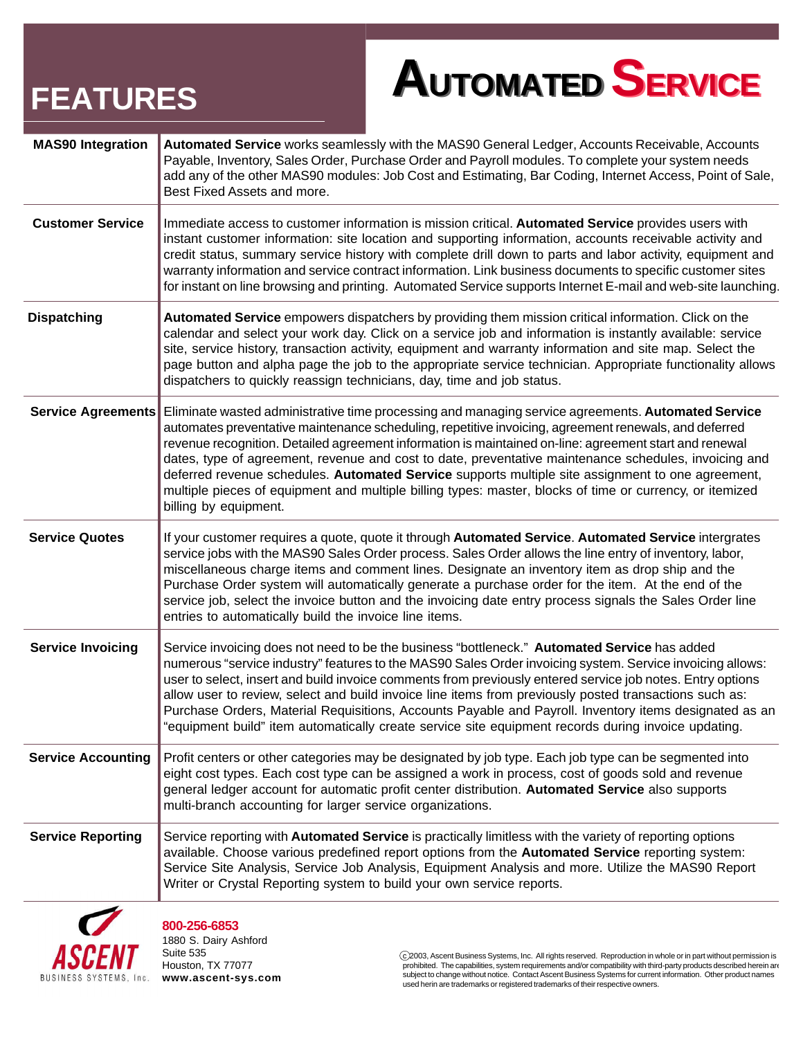# FEATURES

# AUTOMATED SERVICE

| | |
|---|---|
| **MAS90 Integration** | **Automated Service** works seamlessly with the MAS90 General Ledger, Accounts Receivable, Accounts Payable, Inventory, Sales Order, Purchase Order and Payroll modules. To complete your system needs add any of the other MAS90 modules: Job Cost and Estimating, Bar Coding, Internet Access, Point of Sale, Best Fixed Assets and more. |
| **Customer Service** | Immediate access to customer information is mission critical. **Automated Service** provides users with instant customer information: site location and supporting information, accounts receivable activity and credit status, summary service history with complete drill down to parts and labor activity, equipment and warranty information and service contract information. Link business documents to specific customer sites for instant on line browsing and printing. Automated Service supports Internet E-mail and web-site launching. |
| **Dispatching** | **Automated Service** empowers dispatchers by providing them mission critical information. Click on the calendar and select your work day. Click on a service job and information is instantly available: service site, service history, transaction activity, equipment and warranty information and site map. Select the page button and alpha page the job to the appropriate service technician. Appropriate functionality allows dispatchers to quickly reassign technicians, day, time and job status. |
| **Service Agreements** | Eliminate wasted administrative time processing and managing service agreements. **Automated Service** automates preventative maintenance scheduling, repetitive invoicing, agreement renewals, and deferred revenue recognition. Detailed agreement information is maintained on-line: agreement start and renewal dates, type of agreement, revenue and cost to date, preventative maintenance schedules, invoicing and deferred revenue schedules. **Automated Service** supports multiple site assignment to one agreement, multiple pieces of equipment and multiple billing types: master, blocks of time or currency, or itemized billing by equipment. |
| **Service Quotes** | If your customer requires a quote, quote it through **Automated Service**. **Automated Service** intergrates service jobs with the MAS90 Sales Order process. Sales Order allows the line entry of inventory, labor, miscellaneous charge items and comment lines. Designate an inventory item as drop ship and the Purchase Order system will automatically generate a purchase order for the item. At the end of the service job, select the invoice button and the invoicing date entry process signals the Sales Order line entries to automatically build the invoice line items. |
| **Service Invoicing** | Service invoicing does not need to be the business "bottleneck." **Automated Service** has added numerous "service industry" features to the MAS90 Sales Order invoicing system. Service invoicing allows: user to select, insert and build invoice comments from previously entered service job notes. Entry options allow user to review, select and build invoice line items from previously posted transactions such as: Purchase Orders, Material Requisitions, Accounts Payable and Payroll. Inventory items designated as an "equipment build" item automatically create service site equipment records during invoice updating. |
| **Service Accounting** | Profit centers or other categories may be designated by job type. Each job type can be segmented into eight cost types. Each cost type can be assigned a work in process, cost of goods sold and revenue general ledger account for automatic profit center distribution. **Automated Service** also supports multi-branch accounting for larger service organizations. |
| **Service Reporting** | Service reporting with **Automated Service** is practically limitless with the variety of reporting options available. Choose various predefined report options from the **Automated Service** reporting system: Service Site Analysis, Service Job Analysis, Equipment Analysis and more. Utilize the MAS90 Report Writer or Crystal Reporting system to build your own service reports. |

ASCENT
BUSINESS SYSTEMS, Inc.

**800-256-6853**
1880 S. Dairy Ashford
Suite 535
Houston, TX 77077
**www.ascent-sys.com**

©2003, Ascent Business Systems, Inc. All rights reserved. Reproduction in whole or in part without permission is prohibited. The capabilities, system requirements and/or compatibility with third-party products described herein are subject to change without notice. Contact Ascent Business Systems for current information. Other product names used herin are trademarks or registered trademarks of their respective owners.